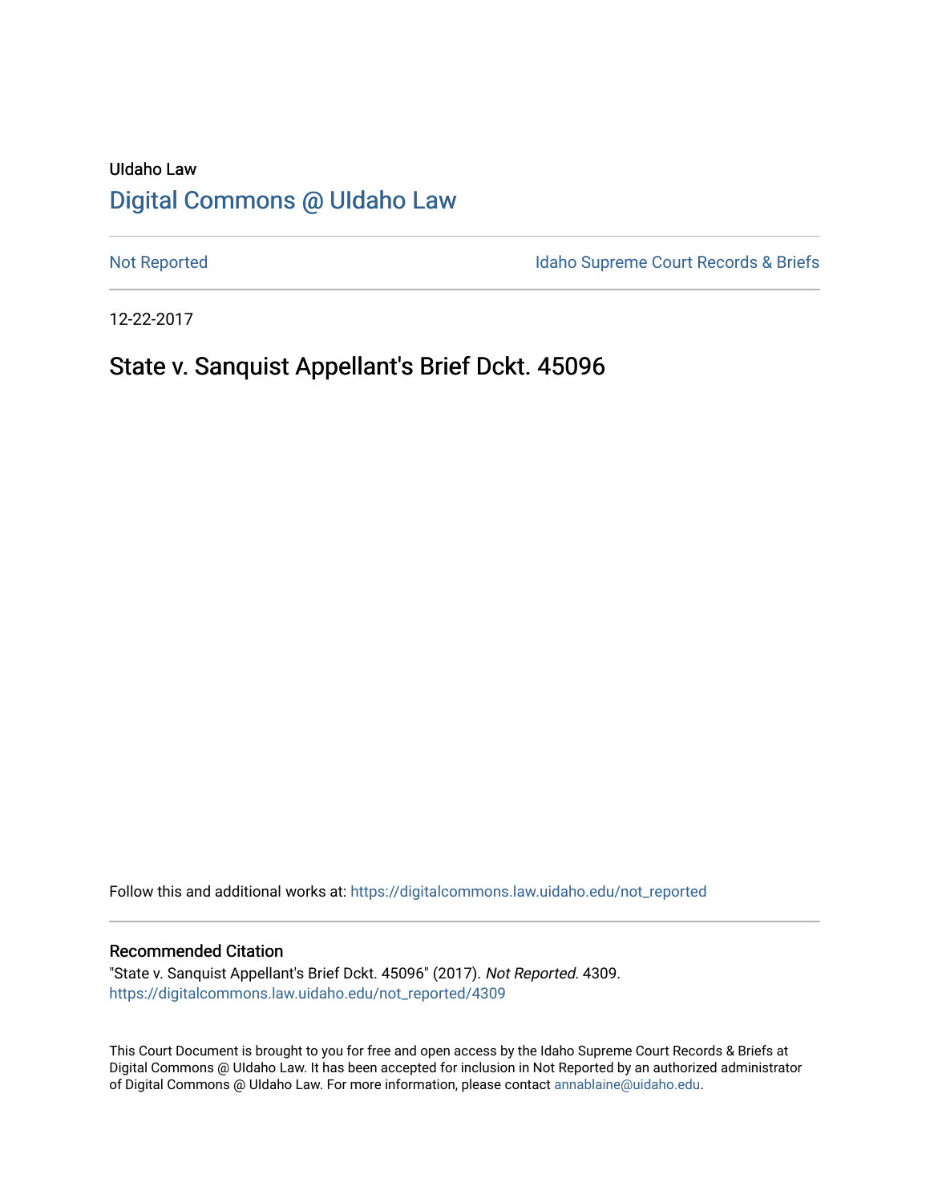UIdaho Law

# Digital Commons @ UIdaho Law

Not Reported

Idaho Supreme Court Records & Briefs

12-22-2017

## State v. Sanquist Appellant's Brief Dckt. 45096

Follow this and additional works at: https://digitalcommons.law.uidaho.edu/not_reported

### Recommended Citation

"State v. Sanquist Appellant's Brief Dckt. 45096" (2017). *Not Reported*. 4309.
https://digitalcommons.law.uidaho.edu/not_reported/4309

This Court Document is brought to you for free and open access by the Idaho Supreme Court Records & Briefs at Digital Commons @ UIdaho Law. It has been accepted for inclusion in Not Reported by an authorized administrator of Digital Commons @ UIdaho Law. For more information, please contact annablaine@uidaho.edu.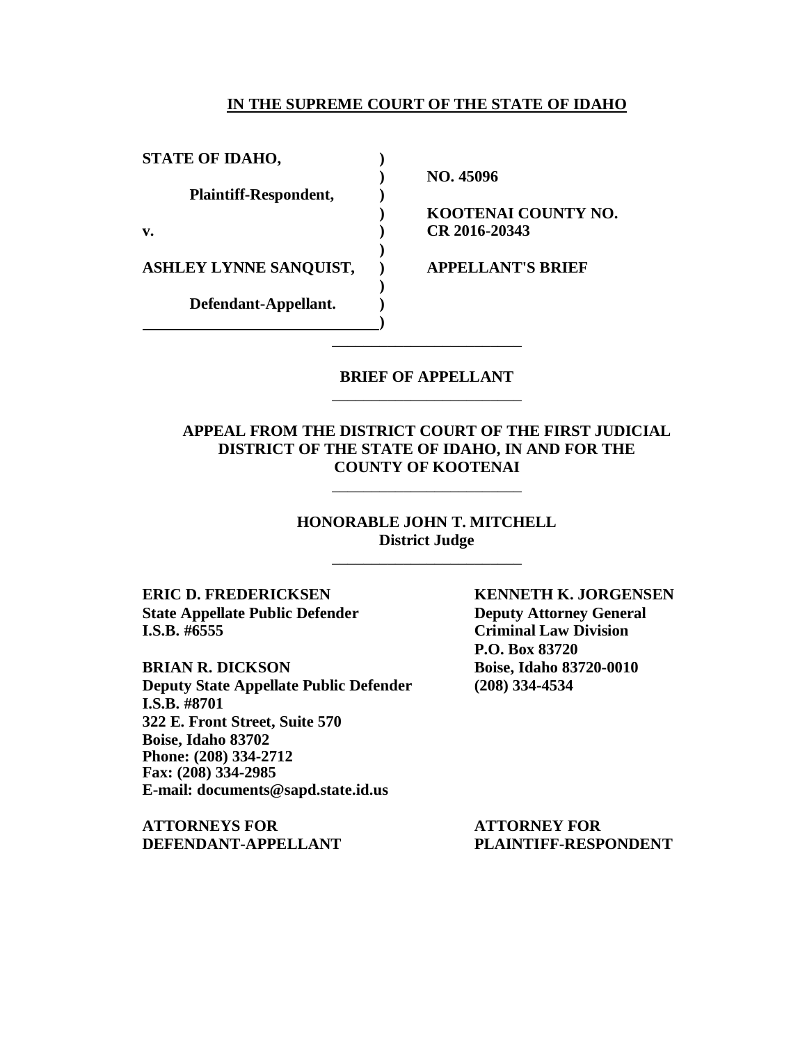**IN THE SUPREME COURT OF THE STATE OF IDAHO**

| | | |
|---|---|---|
| **STATE OF IDAHO,** | ) | |
| | ) | **NO. 45096** |
| **Plaintiff-Respondent,** | ) | |
| | ) | **KOOTENAI COUNTY NO.** |
| **v.** | ) | **CR 2016-20343** |
| | ) | |
| **ASHLEY LYNNE SANQUIST,** | ) | **APPELLANT'S BRIEF** |
| | ) | |
| **Defendant-Appellant.** | ) | |
| | ) | |

---

**BRIEF OF APPELLANT**

---

**APPEAL FROM THE DISTRICT COURT OF THE FIRST JUDICIAL DISTRICT OF THE STATE OF IDAHO, IN AND FOR THE COUNTY OF KOOTENAI**

---

**HONORABLE JOHN T. MITCHELL**
**District Judge**

---

**ERIC D. FREDERICKSEN**
**State Appellate Public Defender**
**I.S.B. #6555**

**BRIAN R. DICKSON**
**Deputy State Appellate Public Defender**
**I.S.B. #8701**
**322 E. Front Street, Suite 570**
**Boise, Idaho 83702**
**Phone: (208) 334-2712**
**Fax: (208) 334-2985**
**E-mail: documents@sapd.state.id.us**

**ATTORNEYS FOR DEFENDANT-APPELLANT**

**KENNETH K. JORGENSEN**
**Deputy Attorney General**
**Criminal Law Division**
**P.O. Box 83720**
**Boise, Idaho 83720-0010**
**(208) 334-4534**

**ATTORNEY FOR PLAINTIFF-RESPONDENT**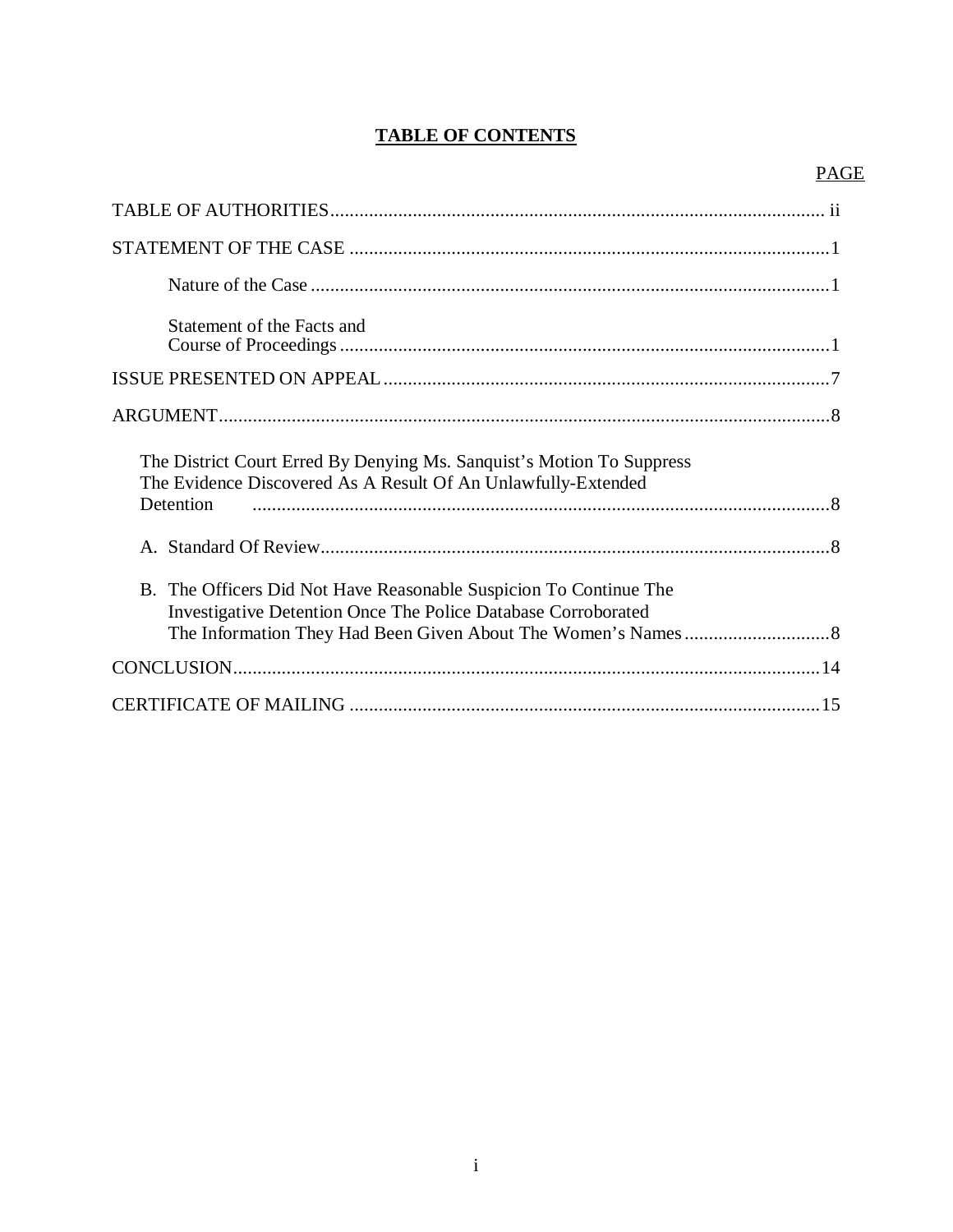# TABLE OF CONTENTS

| | PAGE |
|---|---|
| TABLE OF AUTHORITIES | ii |
| STATEMENT OF THE CASE | 1 |
| Nature of the Case | 1 |
| Statement of the Facts and Course of Proceedings | 1 |
| ISSUE PRESENTED ON APPEAL | 7 |
| ARGUMENT | 8 |
| The District Court Erred By Denying Ms. Sanquist's Motion To Suppress The Evidence Discovered As A Result Of An Unlawfully-Extended Detention | 8 |
| A. Standard Of Review | 8 |
| B. The Officers Did Not Have Reasonable Suspicion To Continue The Investigative Detention Once The Police Database Corroborated The Information They Had Been Given About The Women's Names | 8 |
| CONCLUSION | 14 |
| CERTIFICATE OF MAILING | 15 |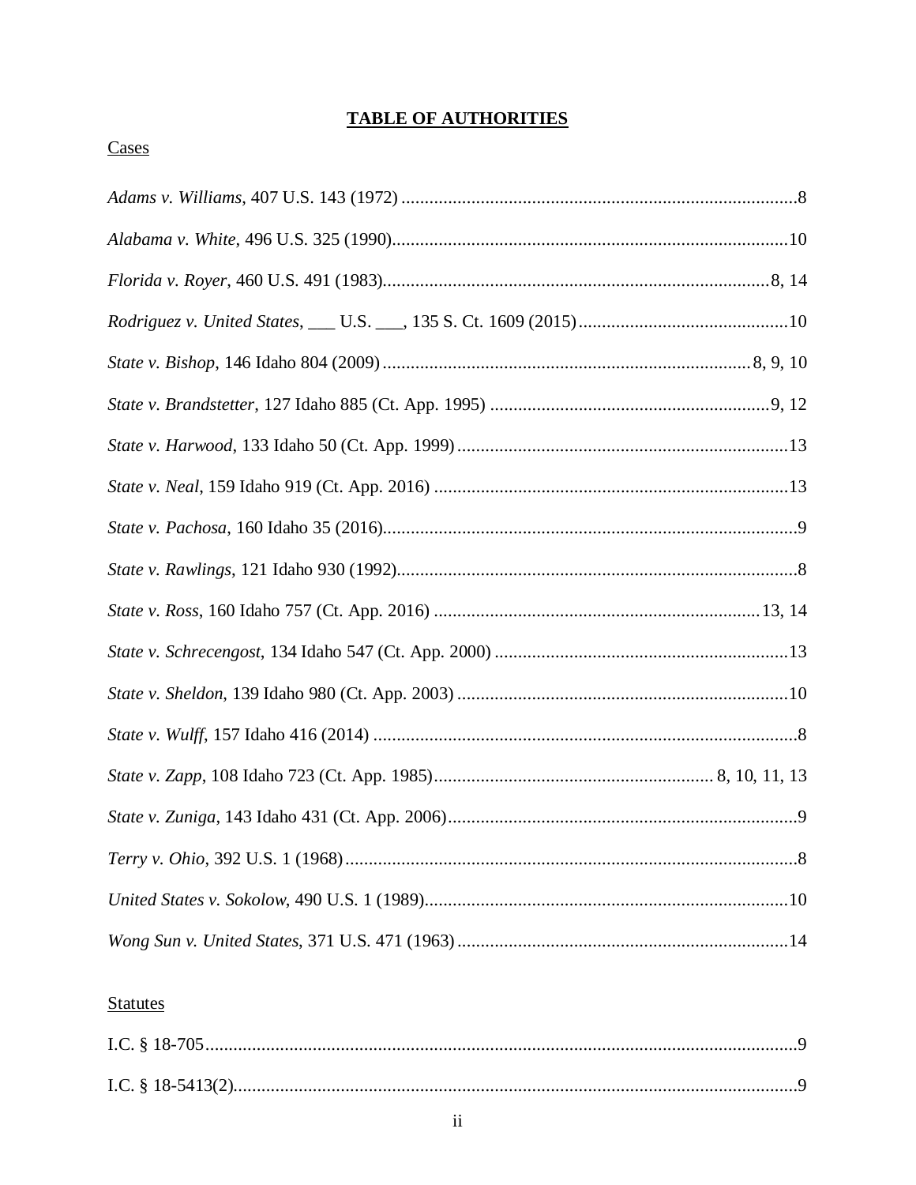# TABLE OF AUTHORITIES

Cases

*Adams v. Williams*, 407 U.S. 143 (1972) ....................................................................................8

*Alabama v. White*, 496 U.S. 325 (1990)....................................................................................10

*Florida v. Royer*, 460 U.S. 491 (1983)..................................................................................8, 14

*Rodriguez v. United States*, ___ U.S. ___, 135 S. Ct. 1609 (2015)............................................10

*State v. Bishop*, 146 Idaho 804 (2009) .............................................................................8, 9, 10

*State v. Brandstetter*, 127 Idaho 885 (Ct. App. 1995) ............................................................9, 12

*State v. Harwood*, 133 Idaho 50 (Ct. App. 1999) ......................................................................13

*State v. Neal*, 159 Idaho 919 (Ct. App. 2016) ...........................................................................13

*State v. Pachosa*, 160 Idaho 35 (2016)........................................................................................9

*State v. Rawlings*, 121 Idaho 930 (1992).....................................................................................8

*State v. Ross*, 160 Idaho 757 (Ct. App. 2016) .....................................................................13, 14

*State v. Schrecengost*, 134 Idaho 547 (Ct. App. 2000) ..............................................................13

*State v. Sheldon*, 139 Idaho 980 (Ct. App. 2003) ......................................................................10

*State v. Wulff*, 157 Idaho 416 (2014) ...........................................................................................8

*State v. Zapp*, 108 Idaho 723 (Ct. App. 1985)........................................................... 8, 10, 11, 13

*State v. Zuniga*, 143 Idaho 431 (Ct. App. 2006)..........................................................................9

*Terry v. Ohio*, 392 U.S. 1 (1968).................................................................................................8

*United States v. Sokolow*, 490 U.S. 1 (1989).............................................................................10

*Wong Sun v. United States*, 371 U.S. 471 (1963) ......................................................................14

Statutes

I.C. § 18-705..............................................................................................................................9

I.C. § 18-5413(2).........................................................................................................................9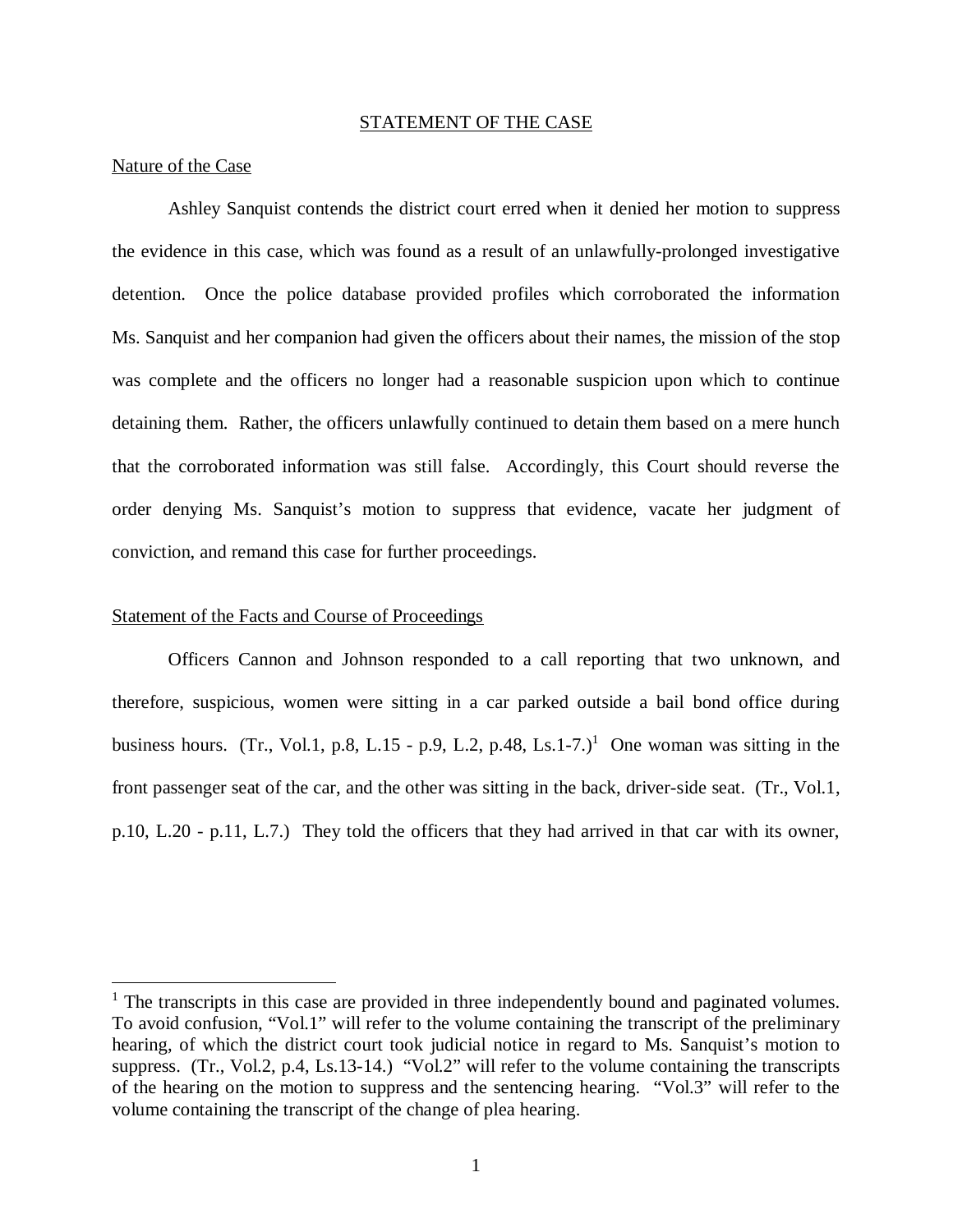## STATEMENT OF THE CASE

### Nature of the Case

Ashley Sanquist contends the district court erred when it denied her motion to suppress the evidence in this case, which was found as a result of an unlawfully-prolonged investigative detention. Once the police database provided profiles which corroborated the information Ms. Sanquist and her companion had given the officers about their names, the mission of the stop was complete and the officers no longer had a reasonable suspicion upon which to continue detaining them. Rather, the officers unlawfully continued to detain them based on a mere hunch that the corroborated information was still false. Accordingly, this Court should reverse the order denying Ms. Sanquist's motion to suppress that evidence, vacate her judgment of conviction, and remand this case for further proceedings.

### Statement of the Facts and Course of Proceedings

Officers Cannon and Johnson responded to a call reporting that two unknown, and therefore, suspicious, women were sitting in a car parked outside a bail bond office during business hours. (Tr., Vol.1, p.8, L.15 - p.9, L.2, p.48, Ls.1-7.)[1] One woman was sitting in the front passenger seat of the car, and the other was sitting in the back, driver-side seat. (Tr., Vol.1, p.10, L.20 - p.11, L.7.) They told the officers that they had arrived in that car with its owner,

---

[1] The transcripts in this case are provided in three independently bound and paginated volumes. To avoid confusion, "Vol.1" will refer to the volume containing the transcript of the preliminary hearing, of which the district court took judicial notice in regard to Ms. Sanquist's motion to suppress. (Tr., Vol.2, p.4, Ls.13-14.) "Vol.2" will refer to the volume containing the transcripts of the hearing on the motion to suppress and the sentencing hearing. "Vol.3" will refer to the volume containing the transcript of the change of plea hearing.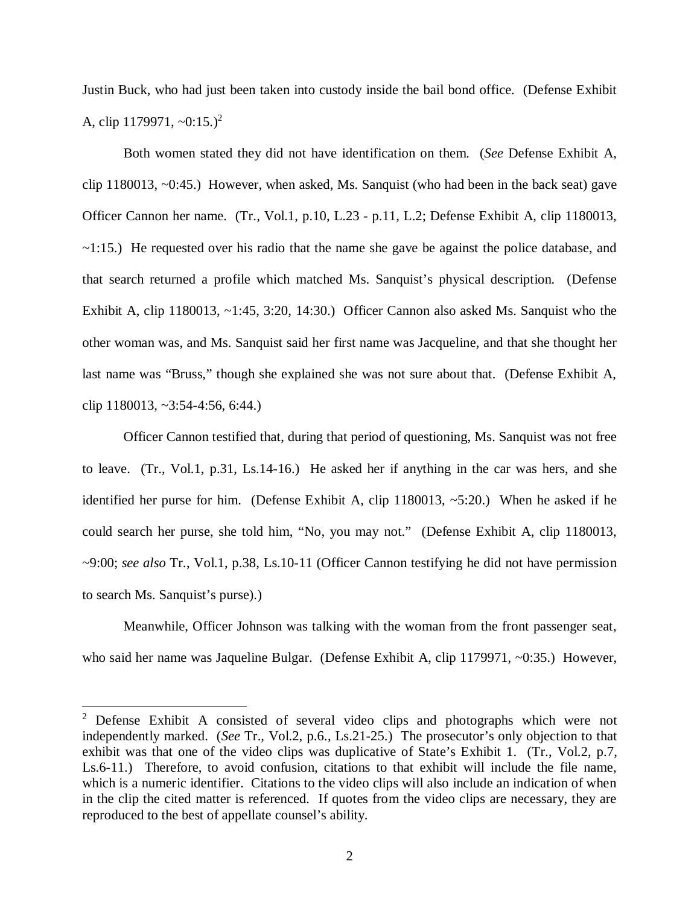Justin Buck, who had just been taken into custody inside the bail bond office. (Defense Exhibit A, clip 1179971, ~0:15.)[2]

Both women stated they did not have identification on them. (*See* Defense Exhibit A, clip 1180013, ~0:45.) However, when asked, Ms. Sanquist (who had been in the back seat) gave Officer Cannon her name. (Tr., Vol.1, p.10, L.23 - p.11, L.2; Defense Exhibit A, clip 1180013, ~1:15.) He requested over his radio that the name she gave be against the police database, and that search returned a profile which matched Ms. Sanquist's physical description. (Defense Exhibit A, clip 1180013, ~1:45, 3:20, 14:30.) Officer Cannon also asked Ms. Sanquist who the other woman was, and Ms. Sanquist said her first name was Jacqueline, and that she thought her last name was "Bruss," though she explained she was not sure about that. (Defense Exhibit A, clip 1180013, ~3:54-4:56, 6:44.)

Officer Cannon testified that, during that period of questioning, Ms. Sanquist was not free to leave. (Tr., Vol.1, p.31, Ls.14-16.) He asked her if anything in the car was hers, and she identified her purse for him. (Defense Exhibit A, clip 1180013, ~5:20.) When he asked if he could search her purse, she told him, "No, you may not." (Defense Exhibit A, clip 1180013, ~9:00; *see also* Tr., Vol.1, p.38, Ls.10-11 (Officer Cannon testifying he did not have permission to search Ms. Sanquist's purse).)

Meanwhile, Officer Johnson was talking with the woman from the front passenger seat, who said her name was Jaqueline Bulgar. (Defense Exhibit A, clip 1179971, ~0:35.) However,

---

[2] Defense Exhibit A consisted of several video clips and photographs which were not independently marked. (*See* Tr., Vol.2, p.6., Ls.21-25.) The prosecutor's only objection to that exhibit was that one of the video clips was duplicative of State's Exhibit 1. (Tr., Vol.2, p.7, Ls.6-11.) Therefore, to avoid confusion, citations to that exhibit will include the file name, which is a numeric identifier. Citations to the video clips will also include an indication of when in the clip the cited matter is referenced. If quotes from the video clips are necessary, they are reproduced to the best of appellate counsel's ability.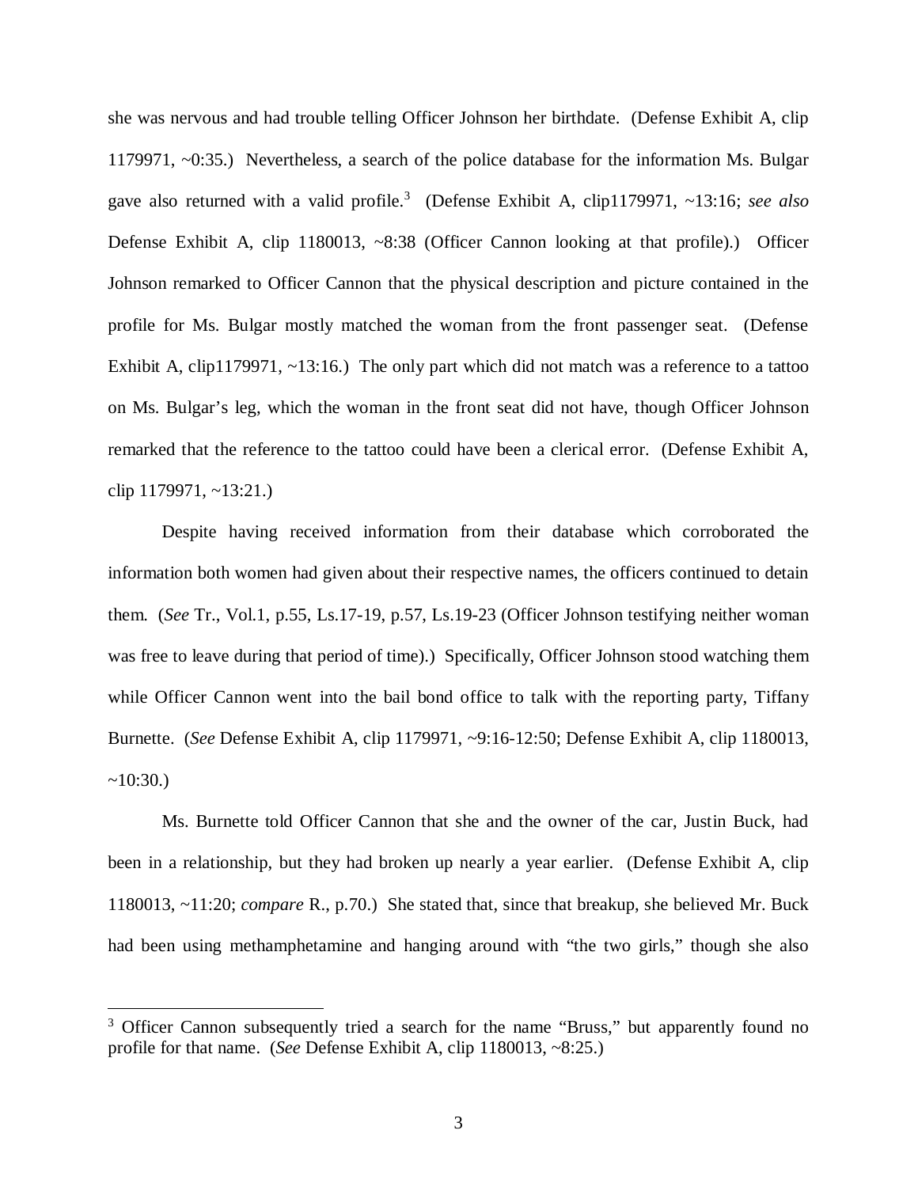she was nervous and had trouble telling Officer Johnson her birthdate. (Defense Exhibit A, clip 1179971, ~0:35.) Nevertheless, a search of the police database for the information Ms. Bulgar gave also returned with a valid profile.[3] (Defense Exhibit A, clip1179971, ~13:16; *see also* Defense Exhibit A, clip 1180013, ~8:38 (Officer Cannon looking at that profile).) Officer Johnson remarked to Officer Cannon that the physical description and picture contained in the profile for Ms. Bulgar mostly matched the woman from the front passenger seat. (Defense Exhibit A, clip1179971, ~13:16.) The only part which did not match was a reference to a tattoo on Ms. Bulgar's leg, which the woman in the front seat did not have, though Officer Johnson remarked that the reference to the tattoo could have been a clerical error. (Defense Exhibit A, clip 1179971, ~13:21.)

Despite having received information from their database which corroborated the information both women had given about their respective names, the officers continued to detain them. (*See* Tr., Vol.1, p.55, Ls.17-19, p.57, Ls.19-23 (Officer Johnson testifying neither woman was free to leave during that period of time).) Specifically, Officer Johnson stood watching them while Officer Cannon went into the bail bond office to talk with the reporting party, Tiffany Burnette. (*See* Defense Exhibit A, clip 1179971, ~9:16-12:50; Defense Exhibit A, clip 1180013, ~10:30.)

Ms. Burnette told Officer Cannon that she and the owner of the car, Justin Buck, had been in a relationship, but they had broken up nearly a year earlier. (Defense Exhibit A, clip 1180013, ~11:20; *compare* R., p.70.) She stated that, since that breakup, she believed Mr. Buck had been using methamphetamine and hanging around with "the two girls," though she also

---

[3] Officer Cannon subsequently tried a search for the name "Bruss," but apparently found no profile for that name. (*See* Defense Exhibit A, clip 1180013, ~8:25.)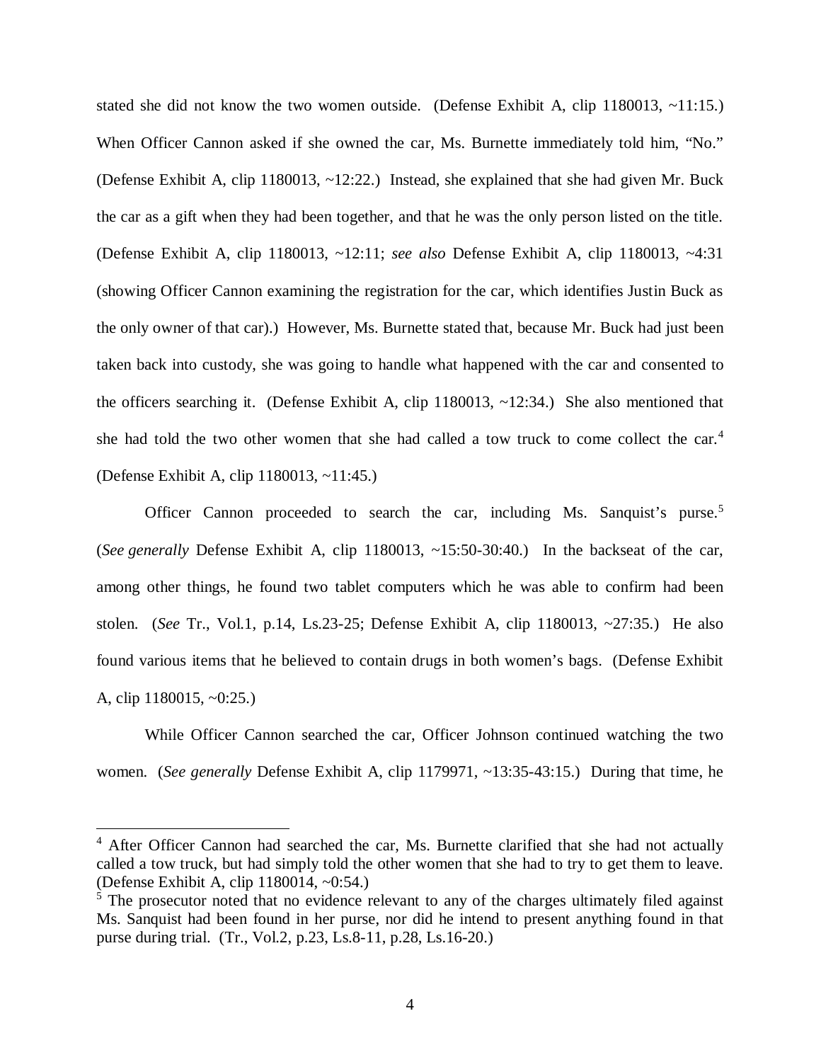stated she did not know the two women outside. (Defense Exhibit A, clip 1180013, ~11:15.) When Officer Cannon asked if she owned the car, Ms. Burnette immediately told him, "No." (Defense Exhibit A, clip 1180013, ~12:22.) Instead, she explained that she had given Mr. Buck the car as a gift when they had been together, and that he was the only person listed on the title. (Defense Exhibit A, clip 1180013, ~12:11; *see also* Defense Exhibit A, clip 1180013, ~4:31 (showing Officer Cannon examining the registration for the car, which identifies Justin Buck as the only owner of that car).) However, Ms. Burnette stated that, because Mr. Buck had just been taken back into custody, she was going to handle what happened with the car and consented to the officers searching it. (Defense Exhibit A, clip 1180013, ~12:34.) She also mentioned that she had told the two other women that she had called a tow truck to come collect the car.[4] (Defense Exhibit A, clip 1180013, ~11:45.)

Officer Cannon proceeded to search the car, including Ms. Sanquist's purse.[5] (*See generally* Defense Exhibit A, clip 1180013, ~15:50-30:40.) In the backseat of the car, among other things, he found two tablet computers which he was able to confirm had been stolen. (*See* Tr., Vol.1, p.14, Ls.23-25; Defense Exhibit A, clip 1180013, ~27:35.) He also found various items that he believed to contain drugs in both women's bags. (Defense Exhibit A, clip 1180015, ~0:25.)

While Officer Cannon searched the car, Officer Johnson continued watching the two women. (*See generally* Defense Exhibit A, clip 1179971, ~13:35-43:15.) During that time, he

---

[4] After Officer Cannon had searched the car, Ms. Burnette clarified that she had not actually called a tow truck, but had simply told the other women that she had to try to get them to leave. (Defense Exhibit A, clip 1180014, ~0:54.)

[5] The prosecutor noted that no evidence relevant to any of the charges ultimately filed against Ms. Sanquist had been found in her purse, nor did he intend to present anything found in that purse during trial. (Tr., Vol.2, p.23, Ls.8-11, p.28, Ls.16-20.)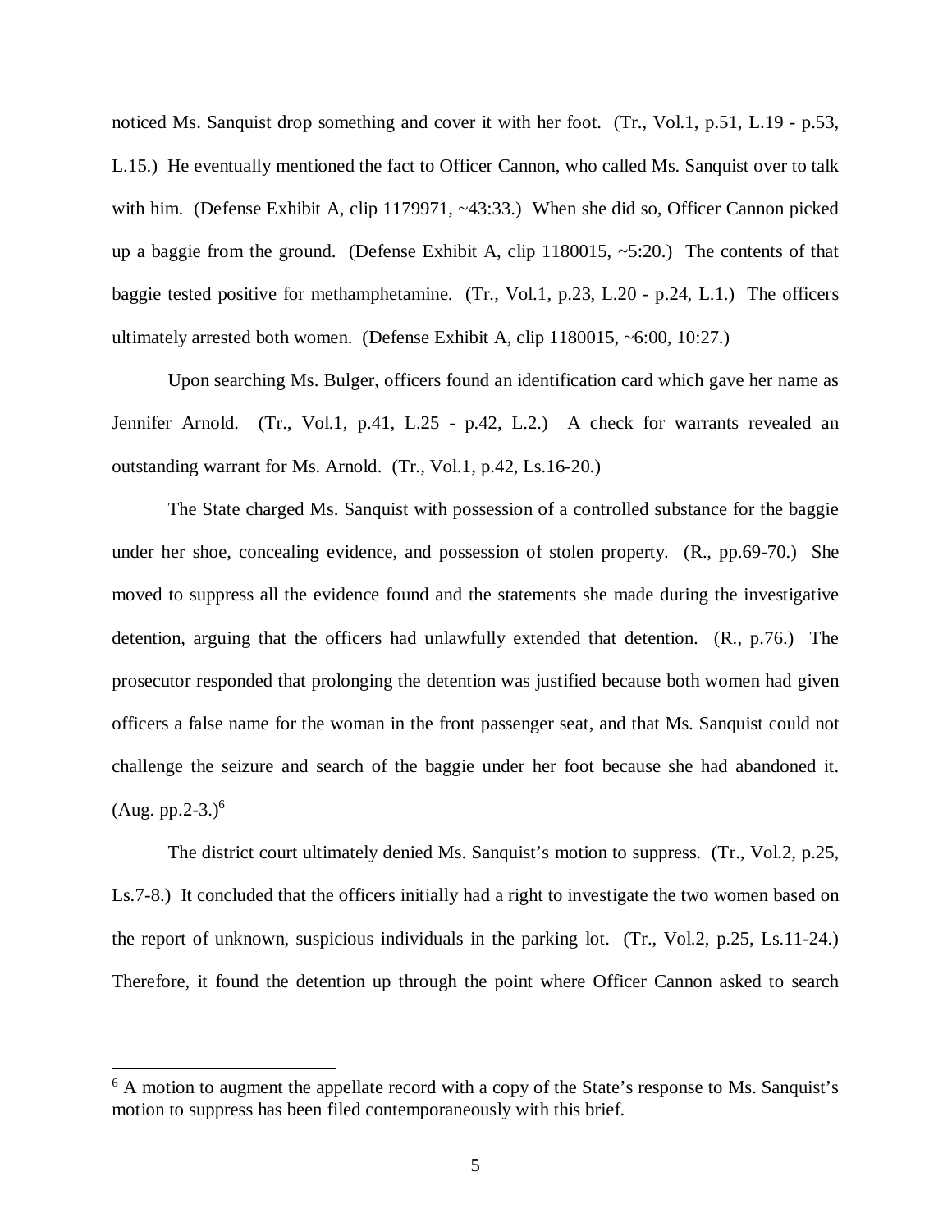noticed Ms. Sanquist drop something and cover it with her foot. (Tr., Vol.1, p.51, L.19 - p.53, L.15.) He eventually mentioned the fact to Officer Cannon, who called Ms. Sanquist over to talk with him. (Defense Exhibit A, clip 1179971, ~43:33.) When she did so, Officer Cannon picked up a baggie from the ground. (Defense Exhibit A, clip 1180015, ~5:20.) The contents of that baggie tested positive for methamphetamine. (Tr., Vol.1, p.23, L.20 - p.24, L.1.) The officers ultimately arrested both women. (Defense Exhibit A, clip 1180015, ~6:00, 10:27.)

Upon searching Ms. Bulger, officers found an identification card which gave her name as Jennifer Arnold. (Tr., Vol.1, p.41, L.25 - p.42, L.2.) A check for warrants revealed an outstanding warrant for Ms. Arnold. (Tr., Vol.1, p.42, Ls.16-20.)

The State charged Ms. Sanquist with possession of a controlled substance for the baggie under her shoe, concealing evidence, and possession of stolen property. (R., pp.69-70.) She moved to suppress all the evidence found and the statements she made during the investigative detention, arguing that the officers had unlawfully extended that detention. (R., p.76.) The prosecutor responded that prolonging the detention was justified because both women had given officers a false name for the woman in the front passenger seat, and that Ms. Sanquist could not challenge the seizure and search of the baggie under her foot because she had abandoned it. (Aug. pp.2-3.)[6]

The district court ultimately denied Ms. Sanquist's motion to suppress. (Tr., Vol.2, p.25, Ls.7-8.) It concluded that the officers initially had a right to investigate the two women based on the report of unknown, suspicious individuals in the parking lot. (Tr., Vol.2, p.25, Ls.11-24.) Therefore, it found the detention up through the point where Officer Cannon asked to search

[6] A motion to augment the appellate record with a copy of the State's response to Ms. Sanquist's motion to suppress has been filed contemporaneously with this brief.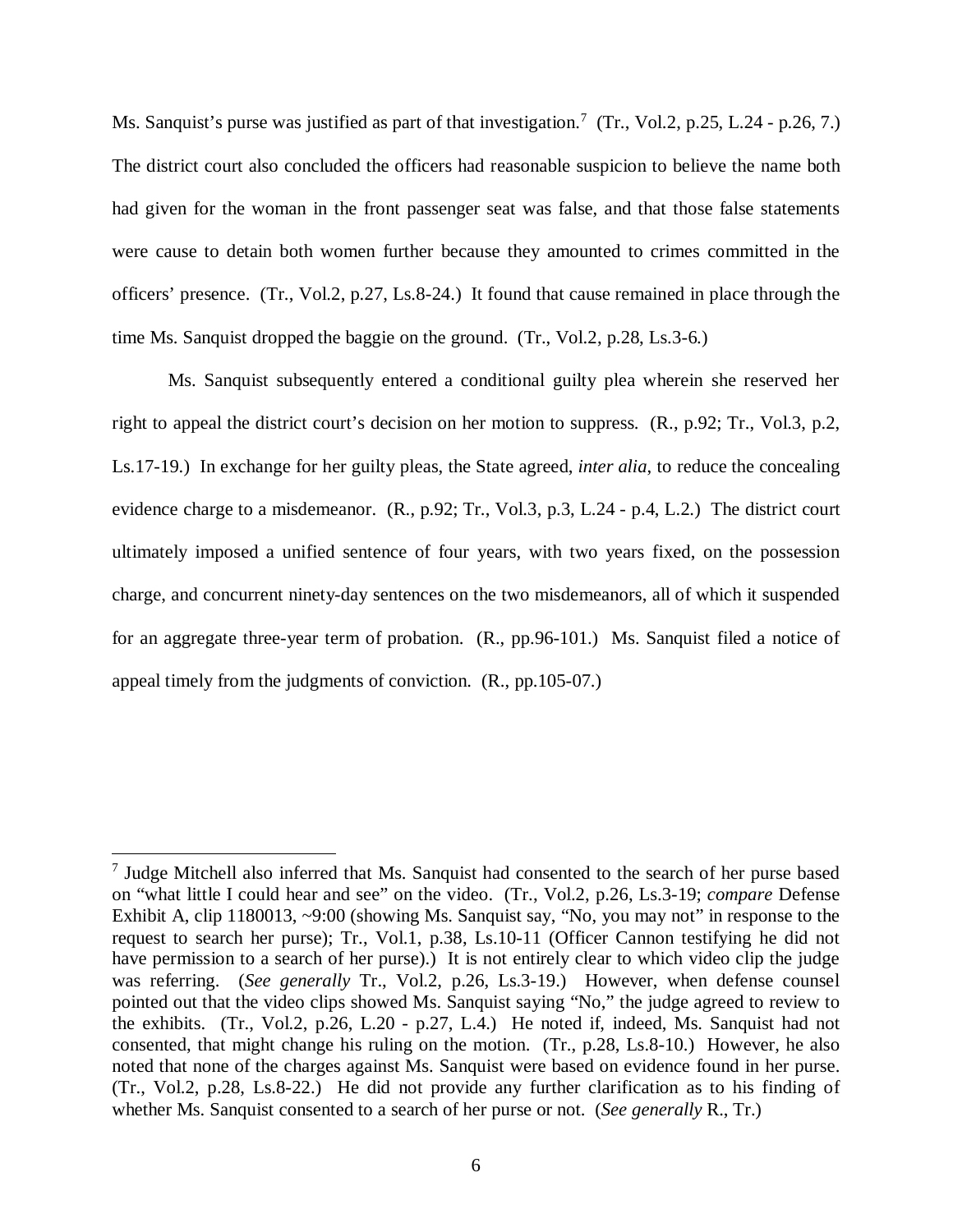Ms. Sanquist's purse was justified as part of that investigation.[7] (Tr., Vol.2, p.25, L.24 - p.26, 7.) The district court also concluded the officers had reasonable suspicion to believe the name both had given for the woman in the front passenger seat was false, and that those false statements were cause to detain both women further because they amounted to crimes committed in the officers' presence. (Tr., Vol.2, p.27, Ls.8-24.) It found that cause remained in place through the time Ms. Sanquist dropped the baggie on the ground. (Tr., Vol.2, p.28, Ls.3-6.)

Ms. Sanquist subsequently entered a conditional guilty plea wherein she reserved her right to appeal the district court's decision on her motion to suppress. (R., p.92; Tr., Vol.3, p.2, Ls.17-19.) In exchange for her guilty pleas, the State agreed, *inter alia*, to reduce the concealing evidence charge to a misdemeanor. (R., p.92; Tr., Vol.3, p.3, L.24 - p.4, L.2.) The district court ultimately imposed a unified sentence of four years, with two years fixed, on the possession charge, and concurrent ninety-day sentences on the two misdemeanors, all of which it suspended for an aggregate three-year term of probation. (R., pp.96-101.) Ms. Sanquist filed a notice of appeal timely from the judgments of conviction. (R., pp.105-07.)

---

[7] Judge Mitchell also inferred that Ms. Sanquist had consented to the search of her purse based on "what little I could hear and see" on the video. (Tr., Vol.2, p.26, Ls.3-19; *compare* Defense Exhibit A, clip 1180013, ~9:00 (showing Ms. Sanquist say, "No, you may not" in response to the request to search her purse); Tr., Vol.1, p.38, Ls.10-11 (Officer Cannon testifying he did not have permission to a search of her purse).) It is not entirely clear to which video clip the judge was referring. (*See generally* Tr., Vol.2, p.26, Ls.3-19.) However, when defense counsel pointed out that the video clips showed Ms. Sanquist saying "No," the judge agreed to review to the exhibits. (Tr., Vol.2, p.26, L.20 - p.27, L.4.) He noted if, indeed, Ms. Sanquist had not consented, that might change his ruling on the motion. (Tr., p.28, Ls.8-10.) However, he also noted that none of the charges against Ms. Sanquist were based on evidence found in her purse. (Tr., Vol.2, p.28, Ls.8-22.) He did not provide any further clarification as to his finding of whether Ms. Sanquist consented to a search of her purse or not. (*See generally* R., Tr.)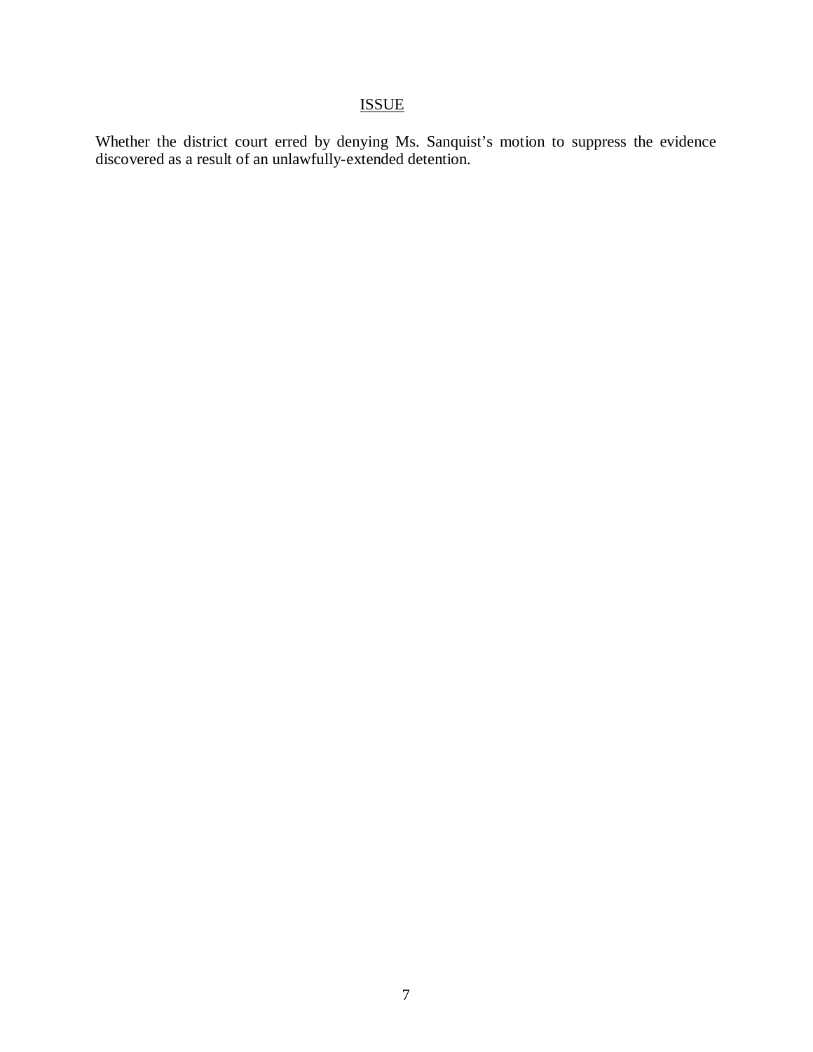## ISSUE

Whether the district court erred by denying Ms. Sanquist's motion to suppress the evidence discovered as a result of an unlawfully-extended detention.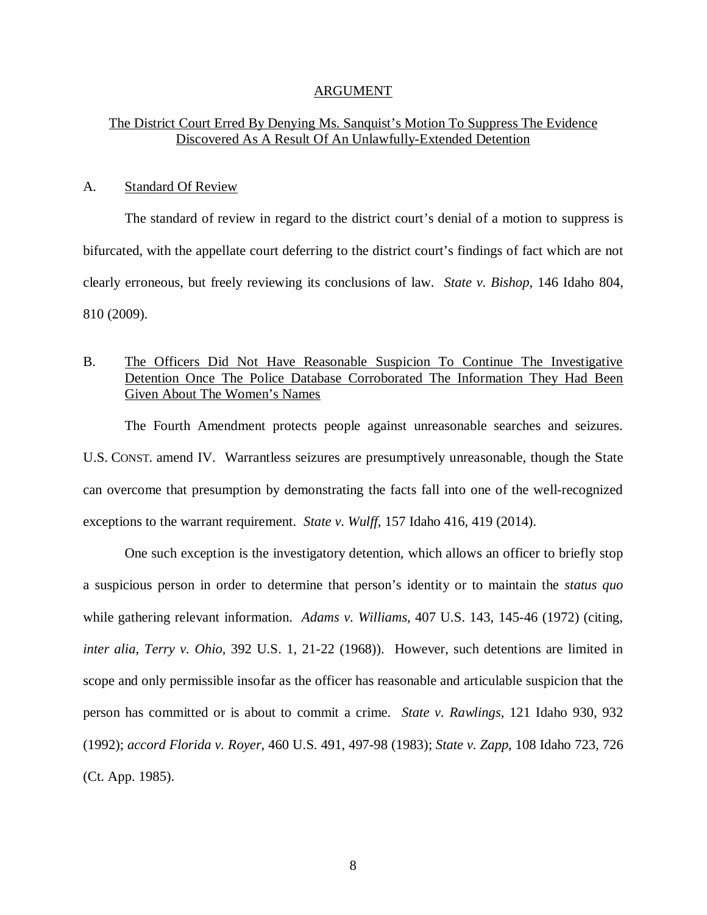## ARGUMENT

## The District Court Erred By Denying Ms. Sanquist's Motion To Suppress The Evidence Discovered As A Result Of An Unlawfully-Extended Detention

### A. Standard Of Review

The standard of review in regard to the district court's denial of a motion to suppress is bifurcated, with the appellate court deferring to the district court's findings of fact which are not clearly erroneous, but freely reviewing its conclusions of law. *State v. Bishop*, 146 Idaho 804, 810 (2009).

### B. The Officers Did Not Have Reasonable Suspicion To Continue The Investigative Detention Once The Police Database Corroborated The Information They Had Been Given About The Women's Names

The Fourth Amendment protects people against unreasonable searches and seizures. U.S. CONST. amend IV. Warrantless seizures are presumptively unreasonable, though the State can overcome that presumption by demonstrating the facts fall into one of the well-recognized exceptions to the warrant requirement. *State v. Wulff*, 157 Idaho 416, 419 (2014).

One such exception is the investigatory detention, which allows an officer to briefly stop a suspicious person in order to determine that person's identity or to maintain the *status quo* while gathering relevant information. *Adams v. Williams*, 407 U.S. 143, 145-46 (1972) (citing, *inter alia*, *Terry v. Ohio*, 392 U.S. 1, 21-22 (1968)). However, such detentions are limited in scope and only permissible insofar as the officer has reasonable and articulable suspicion that the person has committed or is about to commit a crime. *State v. Rawlings*, 121 Idaho 930, 932 (1992); *accord Florida v. Royer*, 460 U.S. 491, 497-98 (1983); *State v. Zapp*, 108 Idaho 723, 726 (Ct. App. 1985).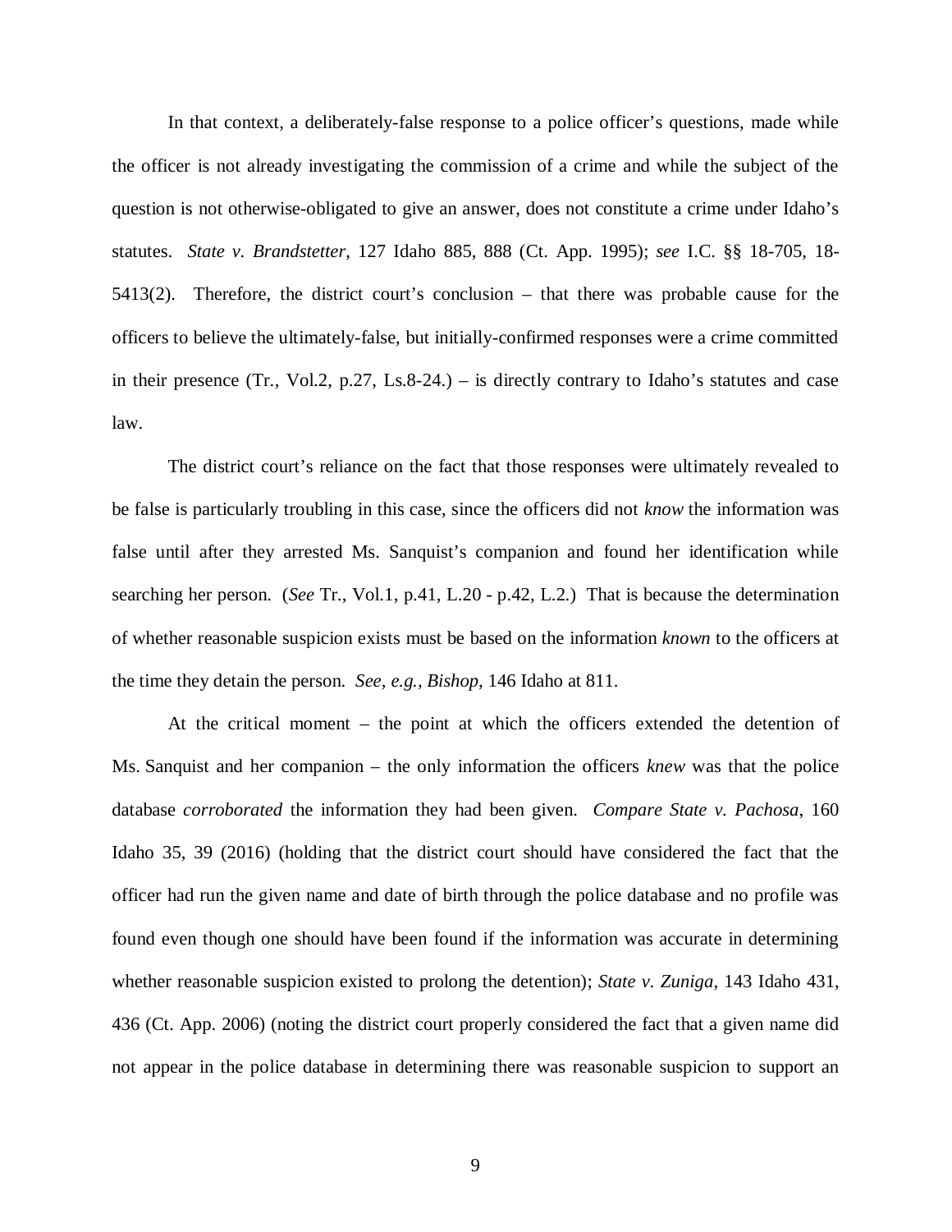In that context, a deliberately-false response to a police officer's questions, made while the officer is not already investigating the commission of a crime and while the subject of the question is not otherwise-obligated to give an answer, does not constitute a crime under Idaho's statutes. *State v. Brandstetter*, 127 Idaho 885, 888 (Ct. App. 1995); *see* I.C. §§ 18-705, 18-5413(2). Therefore, the district court's conclusion – that there was probable cause for the officers to believe the ultimately-false, but initially-confirmed responses were a crime committed in their presence (Tr., Vol.2, p.27, Ls.8-24.) – is directly contrary to Idaho's statutes and case law.

The district court's reliance on the fact that those responses were ultimately revealed to be false is particularly troubling in this case, since the officers did not *know* the information was false until after they arrested Ms. Sanquist's companion and found her identification while searching her person. (*See* Tr., Vol.1, p.41, L.20 - p.42, L.2.) That is because the determination of whether reasonable suspicion exists must be based on the information *known* to the officers at the time they detain the person. *See, e.g., Bishop*, 146 Idaho at 811.

At the critical moment – the point at which the officers extended the detention of Ms. Sanquist and her companion – the only information the officers *knew* was that the police database *corroborated* the information they had been given. *Compare State v. Pachosa*, 160 Idaho 35, 39 (2016) (holding that the district court should have considered the fact that the officer had run the given name and date of birth through the police database and no profile was found even though one should have been found if the information was accurate in determining whether reasonable suspicion existed to prolong the detention); *State v. Zuniga*, 143 Idaho 431, 436 (Ct. App. 2006) (noting the district court properly considered the fact that a given name did not appear in the police database in determining there was reasonable suspicion to support an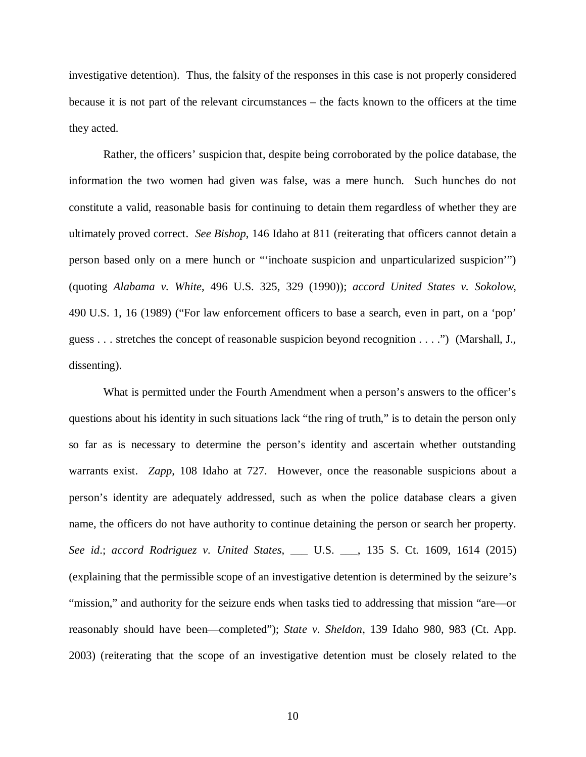investigative detention). Thus, the falsity of the responses in this case is not properly considered because it is not part of the relevant circumstances – the facts known to the officers at the time they acted.

Rather, the officers' suspicion that, despite being corroborated by the police database, the information the two women had given was false, was a mere hunch. Such hunches do not constitute a valid, reasonable basis for continuing to detain them regardless of whether they are ultimately proved correct. *See Bishop*, 146 Idaho at 811 (reiterating that officers cannot detain a person based only on a mere hunch or "'inchoate suspicion and unparticularized suspicion'") (quoting *Alabama v. White*, 496 U.S. 325, 329 (1990)); *accord United States v. Sokolow*, 490 U.S. 1, 16 (1989) ("For law enforcement officers to base a search, even in part, on a 'pop' guess . . . stretches the concept of reasonable suspicion beyond recognition . . . .") (Marshall, J., dissenting).

What is permitted under the Fourth Amendment when a person's answers to the officer's questions about his identity in such situations lack "the ring of truth," is to detain the person only so far as is necessary to determine the person's identity and ascertain whether outstanding warrants exist. *Zapp*, 108 Idaho at 727. However, once the reasonable suspicions about a person's identity are adequately addressed, such as when the police database clears a given name, the officers do not have authority to continue detaining the person or search her property. *See id*.; *accord Rodriguez v. United States*, ___ U.S. ___, 135 S. Ct. 1609, 1614 (2015) (explaining that the permissible scope of an investigative detention is determined by the seizure's "mission," and authority for the seizure ends when tasks tied to addressing that mission "are—or reasonably should have been—completed"); *State v. Sheldon*, 139 Idaho 980, 983 (Ct. App. 2003) (reiterating that the scope of an investigative detention must be closely related to the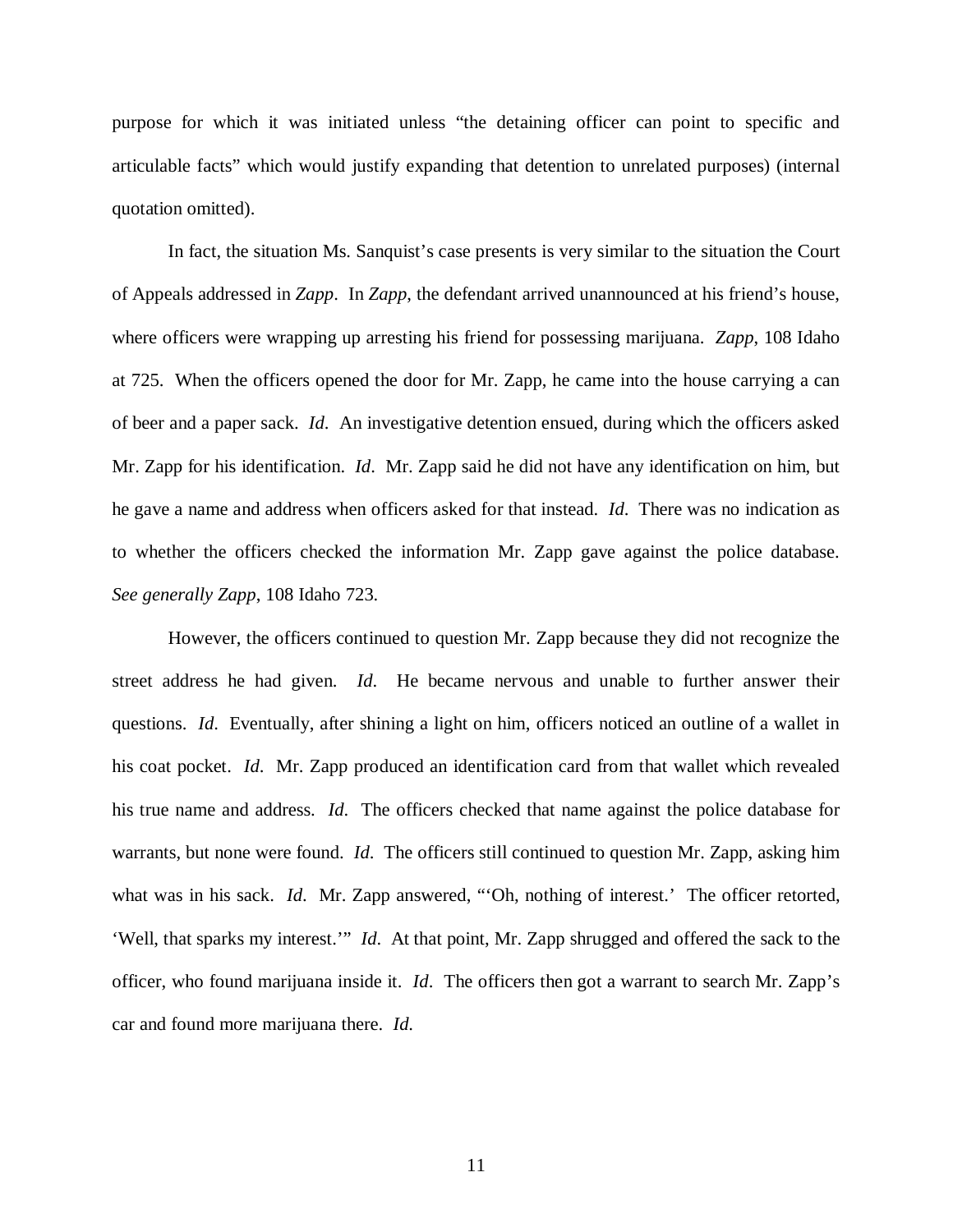purpose for which it was initiated unless "the detaining officer can point to specific and articulable facts" which would justify expanding that detention to unrelated purposes) (internal quotation omitted).

In fact, the situation Ms. Sanquist's case presents is very similar to the situation the Court of Appeals addressed in *Zapp*. In *Zapp*, the defendant arrived unannounced at his friend's house, where officers were wrapping up arresting his friend for possessing marijuana. *Zapp*, 108 Idaho at 725. When the officers opened the door for Mr. Zapp, he came into the house carrying a can of beer and a paper sack. *Id*. An investigative detention ensued, during which the officers asked Mr. Zapp for his identification. *Id*. Mr. Zapp said he did not have any identification on him, but he gave a name and address when officers asked for that instead. *Id*. There was no indication as to whether the officers checked the information Mr. Zapp gave against the police database. *See generally Zapp*, 108 Idaho 723.

However, the officers continued to question Mr. Zapp because they did not recognize the street address he had given. *Id*. He became nervous and unable to further answer their questions. *Id*. Eventually, after shining a light on him, officers noticed an outline of a wallet in his coat pocket. *Id*. Mr. Zapp produced an identification card from that wallet which revealed his true name and address. *Id*. The officers checked that name against the police database for warrants, but none were found. *Id*. The officers still continued to question Mr. Zapp, asking him what was in his sack. *Id*. Mr. Zapp answered, "'Oh, nothing of interest.' The officer retorted, 'Well, that sparks my interest.'" *Id*. At that point, Mr. Zapp shrugged and offered the sack to the officer, who found marijuana inside it. *Id*. The officers then got a warrant to search Mr. Zapp's car and found more marijuana there. *Id*.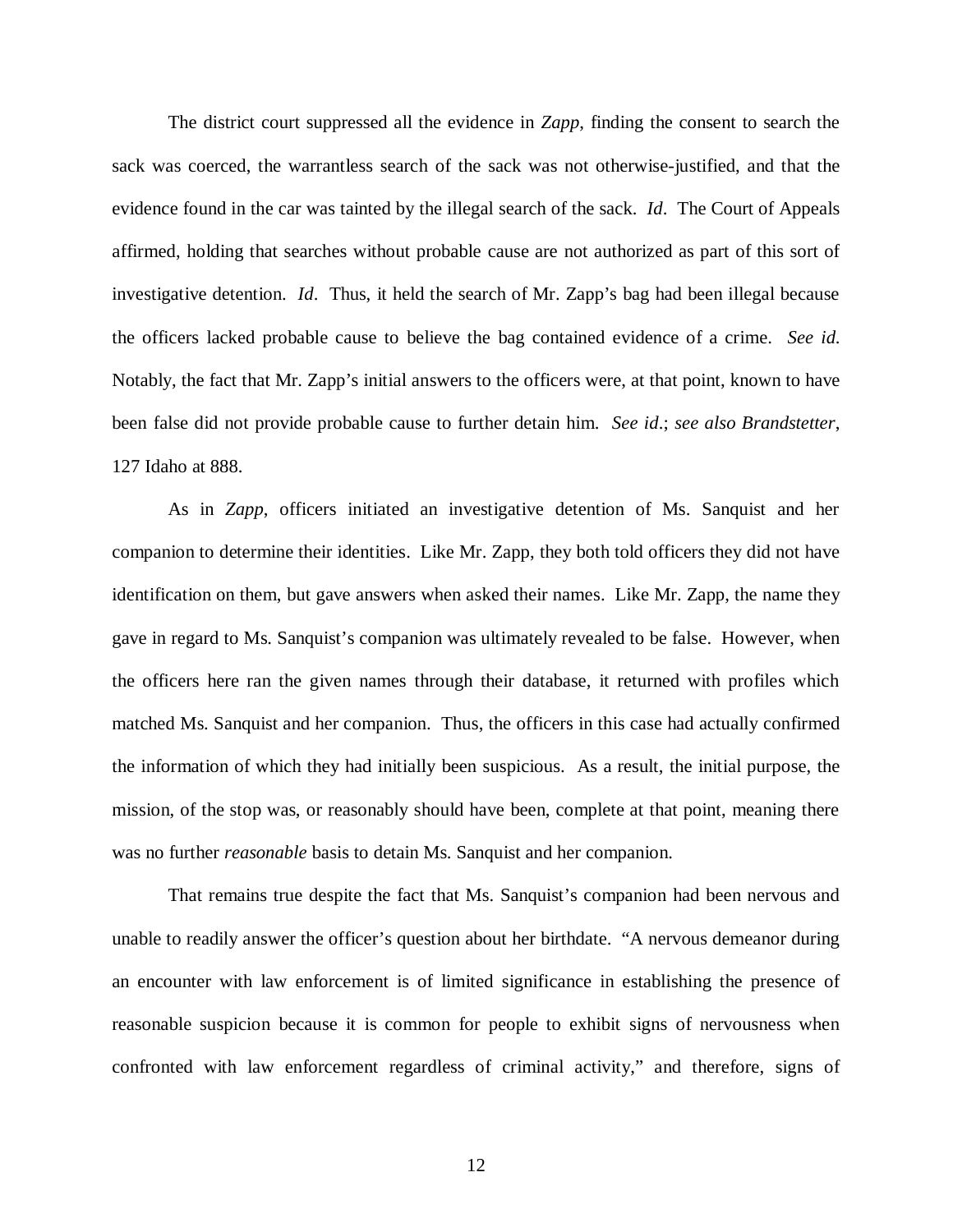The district court suppressed all the evidence in *Zapp*, finding the consent to search the sack was coerced, the warrantless search of the sack was not otherwise-justified, and that the evidence found in the car was tainted by the illegal search of the sack. *Id*. The Court of Appeals affirmed, holding that searches without probable cause are not authorized as part of this sort of investigative detention. *Id*. Thus, it held the search of Mr. Zapp's bag had been illegal because the officers lacked probable cause to believe the bag contained evidence of a crime. *See id.* Notably, the fact that Mr. Zapp's initial answers to the officers were, at that point, known to have been false did not provide probable cause to further detain him. *See id*.; *see also Brandstetter*, 127 Idaho at 888.

As in *Zapp*, officers initiated an investigative detention of Ms. Sanquist and her companion to determine their identities. Like Mr. Zapp, they both told officers they did not have identification on them, but gave answers when asked their names. Like Mr. Zapp, the name they gave in regard to Ms. Sanquist's companion was ultimately revealed to be false. However, when the officers here ran the given names through their database, it returned with profiles which matched Ms. Sanquist and her companion. Thus, the officers in this case had actually confirmed the information of which they had initially been suspicious. As a result, the initial purpose, the mission, of the stop was, or reasonably should have been, complete at that point, meaning there was no further *reasonable* basis to detain Ms. Sanquist and her companion.

That remains true despite the fact that Ms. Sanquist's companion had been nervous and unable to readily answer the officer's question about her birthdate. "A nervous demeanor during an encounter with law enforcement is of limited significance in establishing the presence of reasonable suspicion because it is common for people to exhibit signs of nervousness when confronted with law enforcement regardless of criminal activity," and therefore, signs of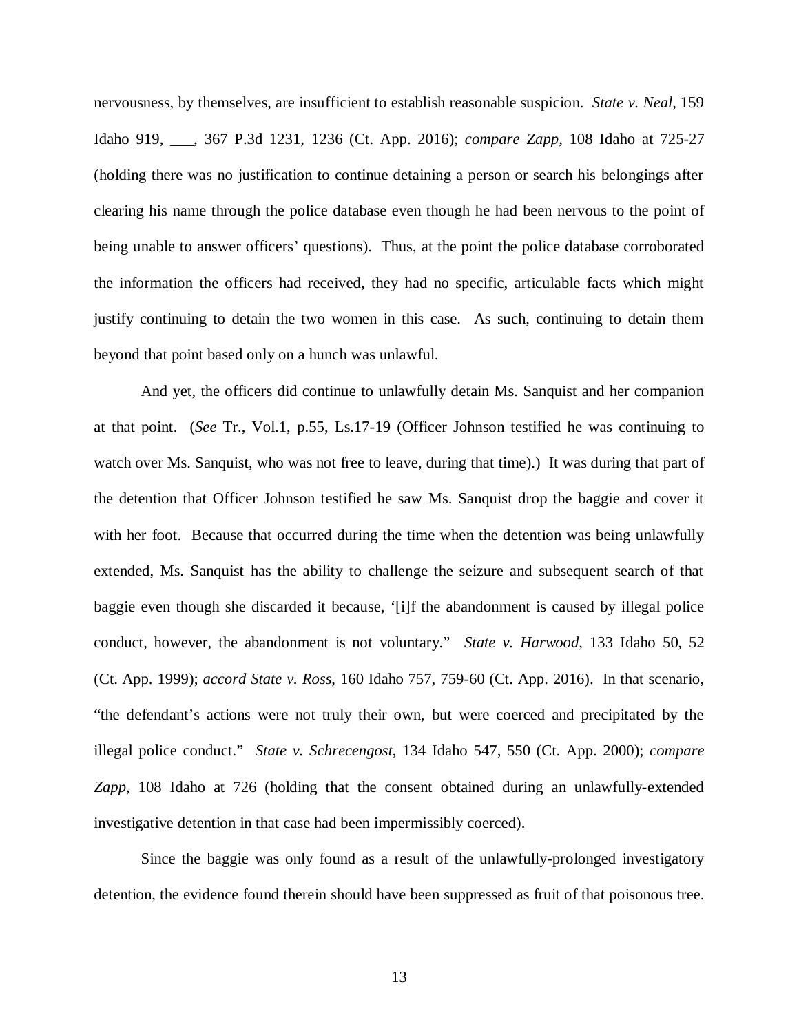nervousness, by themselves, are insufficient to establish reasonable suspicion. *State v. Neal*, 159 Idaho 919, ___, 367 P.3d 1231, 1236 (Ct. App. 2016); *compare Zapp*, 108 Idaho at 725-27 (holding there was no justification to continue detaining a person or search his belongings after clearing his name through the police database even though he had been nervous to the point of being unable to answer officers' questions). Thus, at the point the police database corroborated the information the officers had received, they had no specific, articulable facts which might justify continuing to detain the two women in this case. As such, continuing to detain them beyond that point based only on a hunch was unlawful.

And yet, the officers did continue to unlawfully detain Ms. Sanquist and her companion at that point. (*See* Tr., Vol.1, p.55, Ls.17-19 (Officer Johnson testified he was continuing to watch over Ms. Sanquist, who was not free to leave, during that time).) It was during that part of the detention that Officer Johnson testified he saw Ms. Sanquist drop the baggie and cover it with her foot. Because that occurred during the time when the detention was being unlawfully extended, Ms. Sanquist has the ability to challenge the seizure and subsequent search of that baggie even though she discarded it because, '[i]f the abandonment is caused by illegal police conduct, however, the abandonment is not voluntary." *State v. Harwood*, 133 Idaho 50, 52 (Ct. App. 1999); *accord State v. Ross*, 160 Idaho 757, 759-60 (Ct. App. 2016). In that scenario, "the defendant's actions were not truly their own, but were coerced and precipitated by the illegal police conduct." *State v. Schrecengost*, 134 Idaho 547, 550 (Ct. App. 2000); *compare Zapp*, 108 Idaho at 726 (holding that the consent obtained during an unlawfully-extended investigative detention in that case had been impermissibly coerced).

Since the baggie was only found as a result of the unlawfully-prolonged investigatory detention, the evidence found therein should have been suppressed as fruit of that poisonous tree.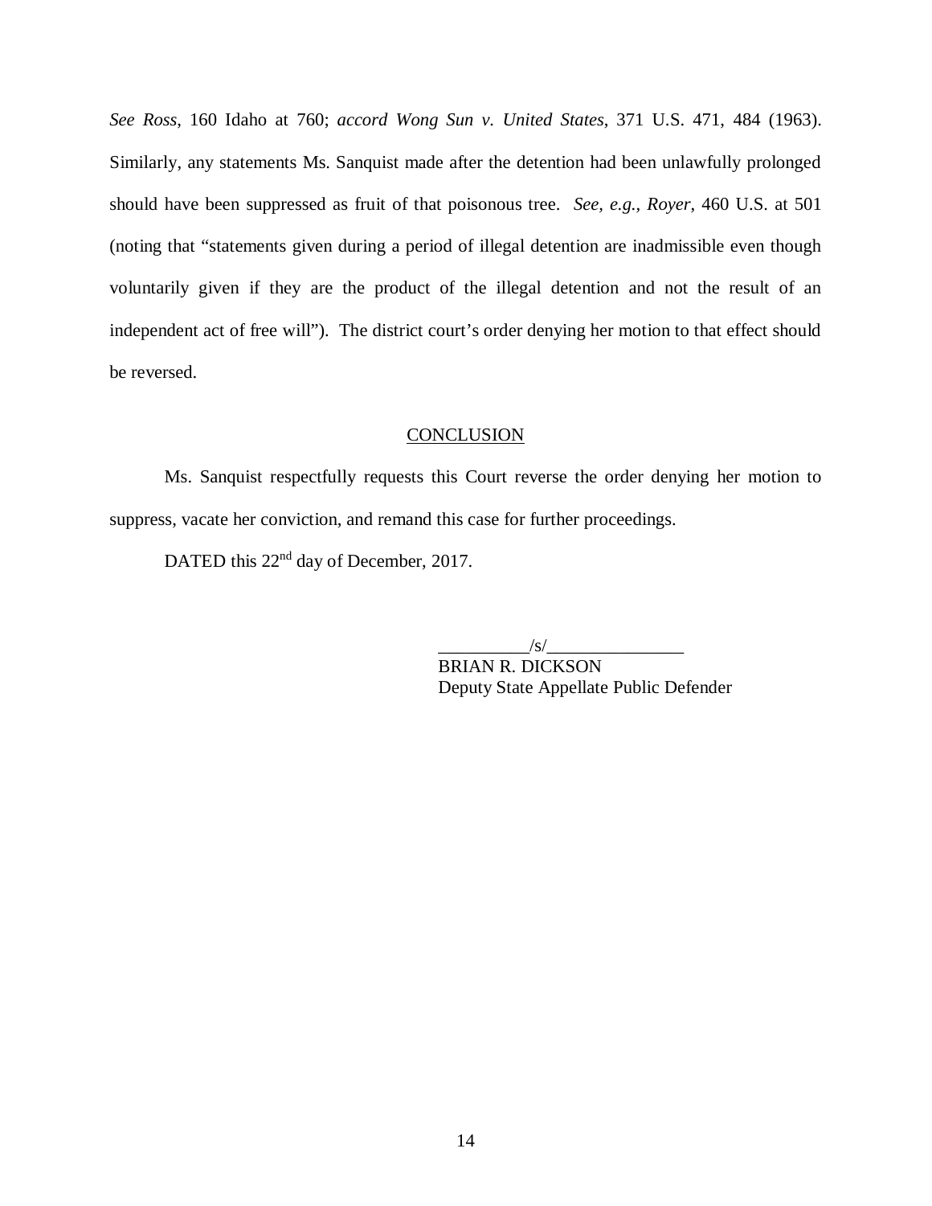*See Ross*, 160 Idaho at 760; *accord Wong Sun v. United States*, 371 U.S. 471, 484 (1963). Similarly, any statements Ms. Sanquist made after the detention had been unlawfully prolonged should have been suppressed as fruit of that poisonous tree. *See, e.g.*, *Royer*, 460 U.S. at 501 (noting that "statements given during a period of illegal detention are inadmissible even though voluntarily given if they are the product of the illegal detention and not the result of an independent act of free will"). The district court's order denying her motion to that effect should be reversed.

## CONCLUSION

Ms. Sanquist respectfully requests this Court reverse the order denying her motion to suppress, vacate her conviction, and remand this case for further proceedings.

DATED this 22nd day of December, 2017.

/s/
BRIAN R. DICKSON
Deputy State Appellate Public Defender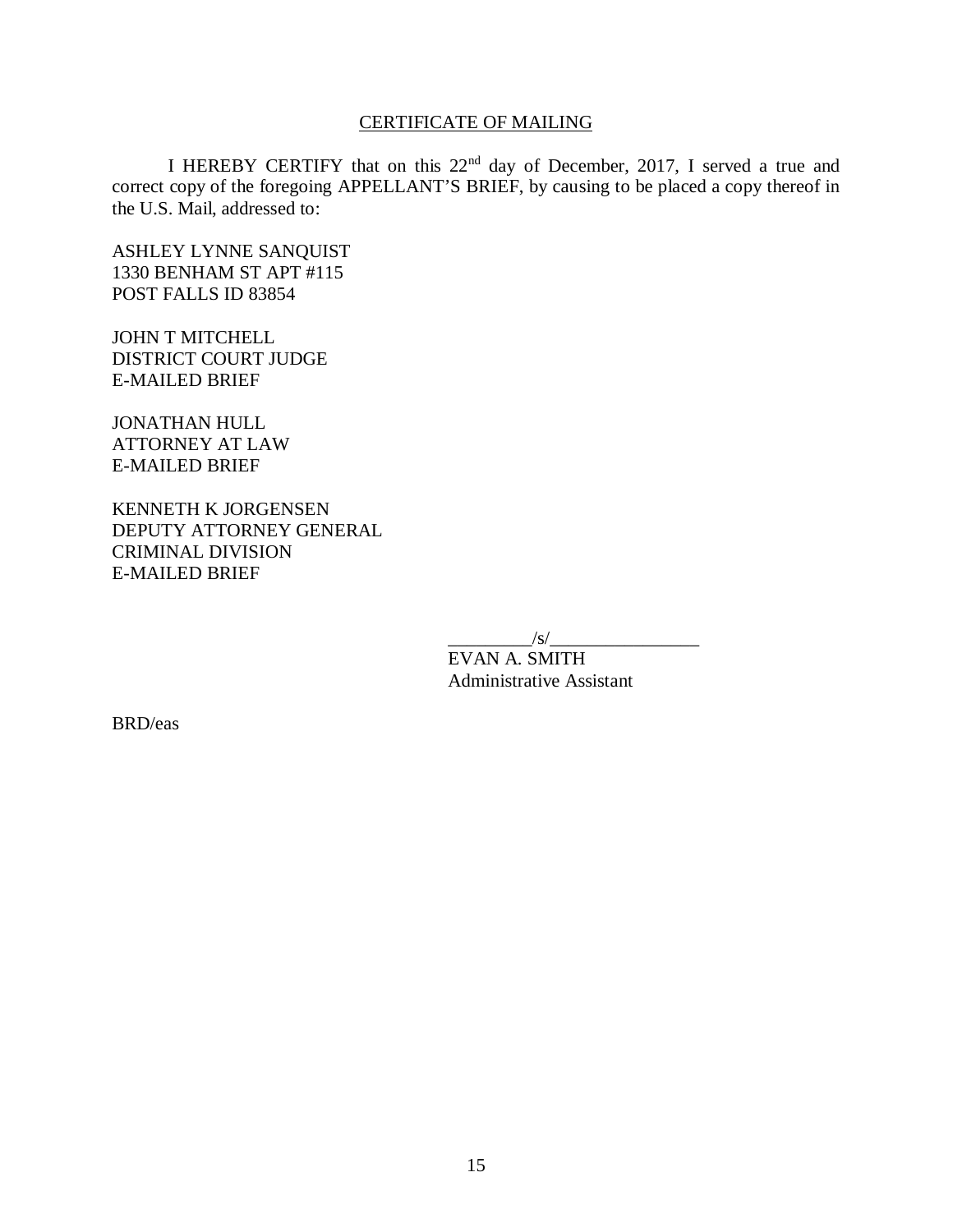## CERTIFICATE OF MAILING

I HEREBY CERTIFY that on this 22nd day of December, 2017, I served a true and correct copy of the foregoing APPELLANT'S BRIEF, by causing to be placed a copy thereof in the U.S. Mail, addressed to:

ASHLEY LYNNE SANQUIST
1330 BENHAM ST APT #115
POST FALLS ID 83854

JOHN T MITCHELL
DISTRICT COURT JUDGE
E-MAILED BRIEF

JONATHAN HULL
ATTORNEY AT LAW
E-MAILED BRIEF

KENNETH K JORGENSEN
DEPUTY ATTORNEY GENERAL
CRIMINAL DIVISION
E-MAILED BRIEF

_________/s/________________
EVAN A. SMITH
Administrative Assistant

BRD/eas